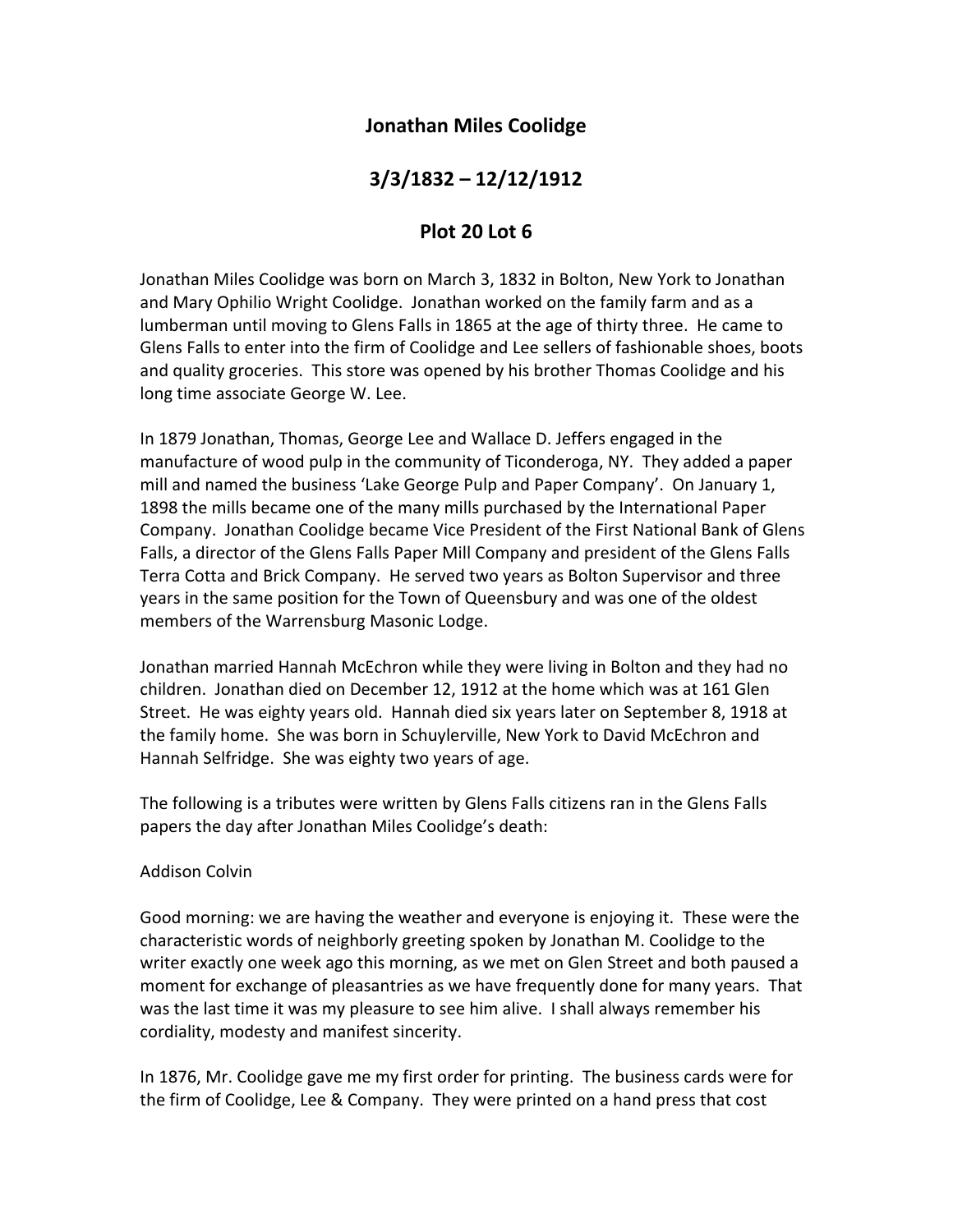# Jonathan Miles Coolidge

## 3/3/1832 – 12/12/1912

## Plot 20 Lot 6

Jonathan Miles Coolidge was born on March 3, 1832 in Bolton, New York to Jonathan and Mary Ophilio Wright Coolidge. Jonathan worked on the family farm and as a lumberman until moving to Glens Falls in 1865 at the age of thirty three. He came to Glens Falls to enter into the firm of Coolidge and Lee sellers of fashionable shoes, boots and quality groceries. This store was opened by his brother Thomas Coolidge and his long time associate George W. Lee.

In 1879 Jonathan, Thomas, George Lee and Wallace D. Jeffers engaged in the manufacture of wood pulp in the community of Ticonderoga, NY. They added a paper mill and named the business 'Lake George Pulp and Paper Company'. On January 1, 1898 the mills became one of the many mills purchased by the International Paper Company. Jonathan Coolidge became Vice President of the First National Bank of Glens Falls, a director of the Glens Falls Paper Mill Company and president of the Glens Falls Terra Cotta and Brick Company. He served two years as Bolton Supervisor and three years in the same position for the Town of Queensbury and was one of the oldest members of the Warrensburg Masonic Lodge.

Jonathan married Hannah McEchron while they were living in Bolton and they had no children. Jonathan died on December 12, 1912 at the home which was at 161 Glen Street. He was eighty years old. Hannah died six years later on September 8, 1918 at the family home. She was born in Schuylerville, New York to David McEchron and Hannah Selfridge. She was eighty two years of age.

The following is a tributes were written by Glens Falls citizens ran in the Glens Falls papers the day after Jonathan Miles Coolidge's death:

Addison Colvin

Good morning: we are having the weather and everyone is enjoying it. These were the characteristic words of neighborly greeting spoken by Jonathan M. Coolidge to the writer exactly one week ago this morning, as we met on Glen Street and both paused a moment for exchange of pleasantries as we have frequently done for many years. That was the last time it was my pleasure to see him alive. I shall always remember his cordiality, modesty and manifest sincerity.

In 1876, Mr. Coolidge gave me my first order for printing. The business cards were for the firm of Coolidge, Lee & Company. They were printed on a hand press that cost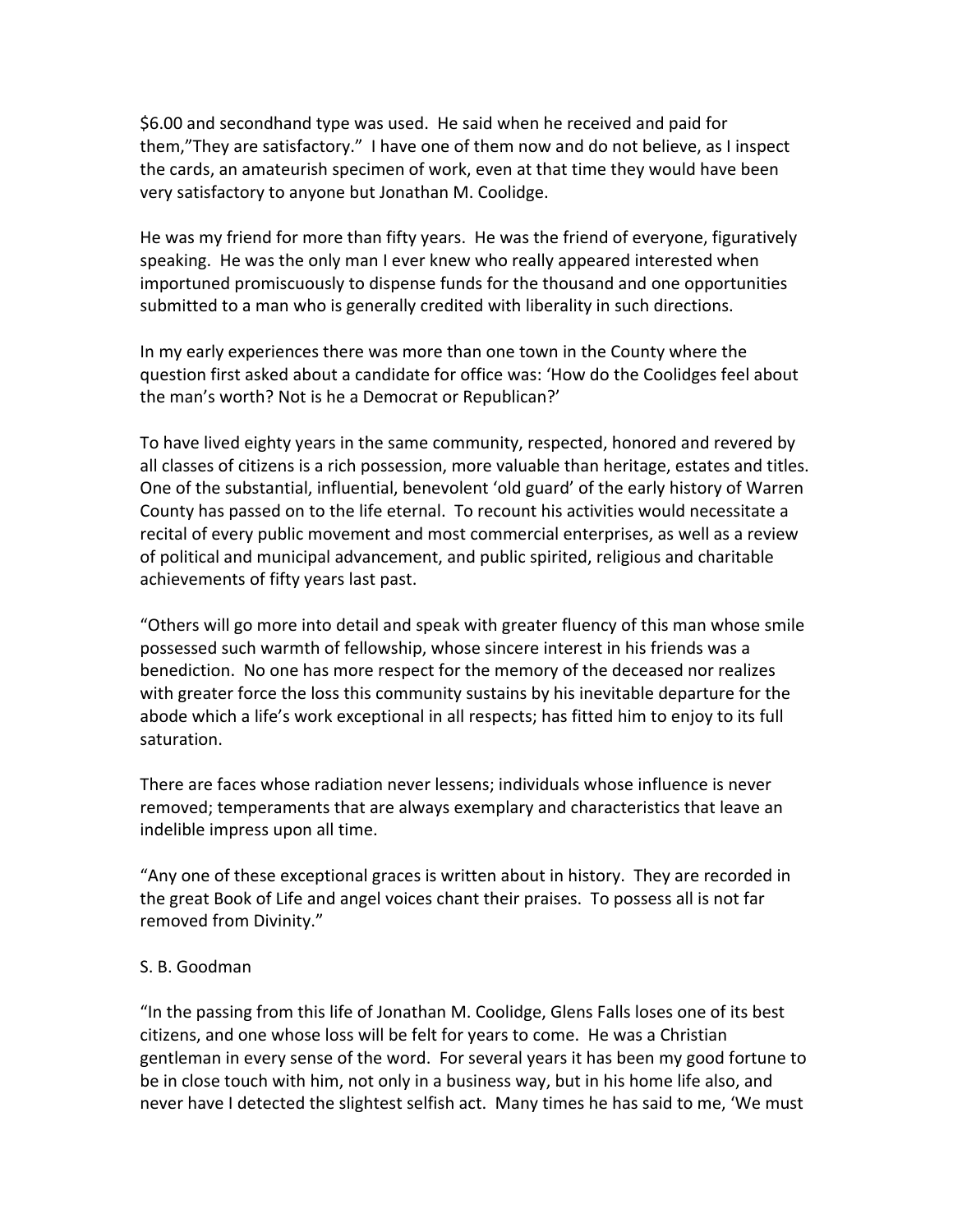$6.00 and secondhand type was used. He said when he received and paid for them,"They are satisfactory." I have one of them now and do not believe, as I inspect the cards, an amateurish specimen of work, even at that time they would have been very satisfactory to anyone but Jonathan M. Coolidge.

He was my friend for more than fifty years. He was the friend of everyone, figuratively speaking. He was the only man I ever knew who really appeared interested when importuned promiscuously to dispense funds for the thousand and one opportunities submitted to a man who is generally credited with liberality in such directions.

In my early experiences there was more than one town in the County where the question first asked about a candidate for office was: 'How do the Coolidges feel about the man's worth? Not is he a Democrat or Republican?'

To have lived eighty years in the same community, respected, honored and revered by all classes of citizens is a rich possession, more valuable than heritage, estates and titles. One of the substantial, influential, benevolent 'old guard' of the early history of Warren County has passed on to the life eternal. To recount his activities would necessitate a recital of every public movement and most commercial enterprises, as well as a review of political and municipal advancement, and public spirited, religious and charitable achievements of fifty years last past.

"Others will go more into detail and speak with greater fluency of this man whose smile possessed such warmth of fellowship, whose sincere interest in his friends was a benediction. No one has more respect for the memory of the deceased nor realizes with greater force the loss this community sustains by his inevitable departure for the abode which a life's work exceptional in all respects; has fitted him to enjoy to its full saturation.

There are faces whose radiation never lessens; individuals whose influence is never removed; temperaments that are always exemplary and characteristics that leave an indelible impress upon all time.

"Any one of these exceptional graces is written about in history. They are recorded in the great Book of Life and angel voices chant their praises. To possess all is not far removed from Divinity."

S. B. Goodman

"In the passing from this life of Jonathan M. Coolidge, Glens Falls loses one of its best citizens, and one whose loss will be felt for years to come. He was a Christian gentleman in every sense of the word. For several years it has been my good fortune to be in close touch with him, not only in a business way, but in his home life also, and never have I detected the slightest selfish act. Many times he has said to me, 'We must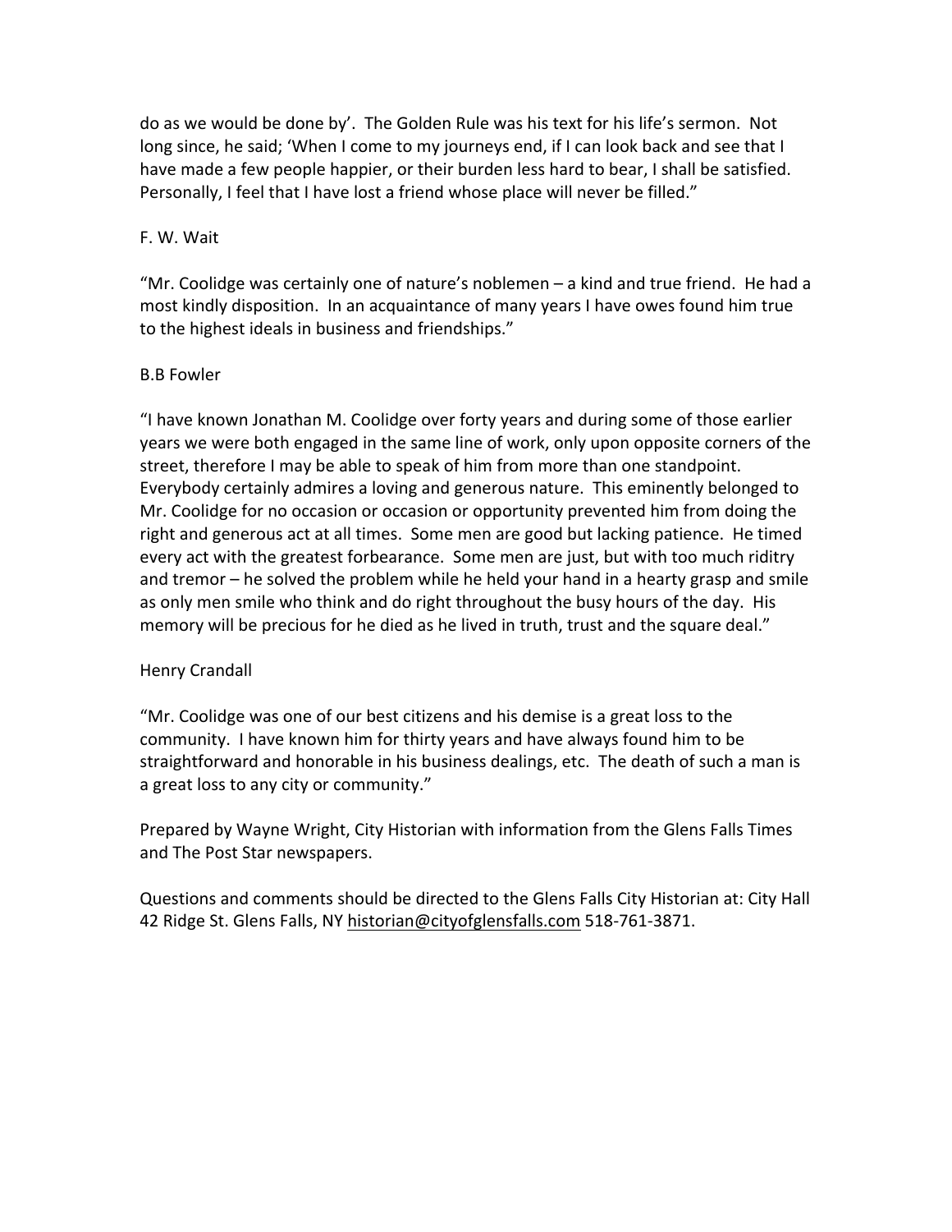do as we would be done by'. The Golden Rule was his text for his life's sermon. Not long since, he said; 'When I come to my journeys end, if I can look back and see that I have made a few people happier, or their burden less hard to bear, I shall be satisfied. Personally, I feel that I have lost a friend whose place will never be filled."

F. W. Wait

"Mr. Coolidge was certainly one of nature's noblemen – a kind and true friend. He had a most kindly disposition. In an acquaintance of many years I have owes found him true to the highest ideals in business and friendships."

B.B Fowler

"I have known Jonathan M. Coolidge over forty years and during some of those earlier years we were both engaged in the same line of work, only upon opposite corners of the street, therefore I may be able to speak of him from more than one standpoint. Everybody certainly admires a loving and generous nature. This eminently belonged to Mr. Coolidge for no occasion or occasion or opportunity prevented him from doing the right and generous act at all times. Some men are good but lacking patience. He timed every act with the greatest forbearance. Some men are just, but with too much riditry and tremor – he solved the problem while he held your hand in a hearty grasp and smile as only men smile who think and do right throughout the busy hours of the day. His memory will be precious for he died as he lived in truth, trust and the square deal."

Henry Crandall

"Mr. Coolidge was one of our best citizens and his demise is a great loss to the community. I have known him for thirty years and have always found him to be straightforward and honorable in his business dealings, etc. The death of such a man is a great loss to any city or community."

Prepared by Wayne Wright, City Historian with information from the Glens Falls Times and The Post Star newspapers.

Questions and comments should be directed to the Glens Falls City Historian at: City Hall 42 Ridge St. Glens Falls, NY historian@cityofglensfalls.com 518-761-3871.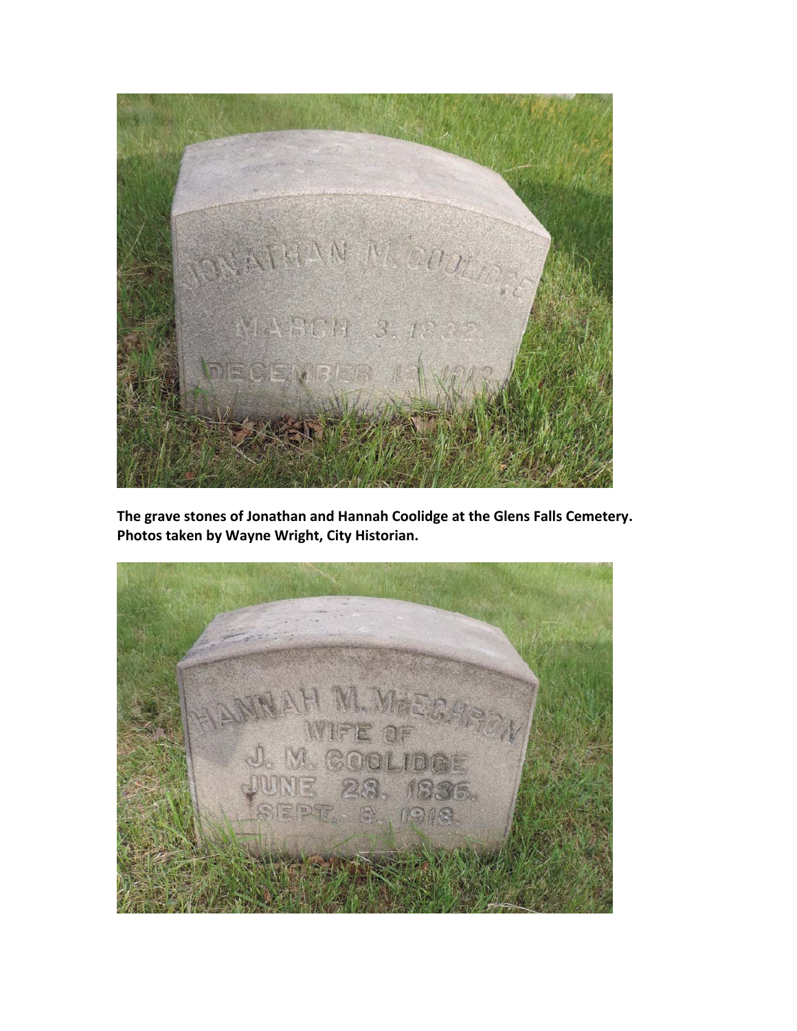**The grave stones of Jonathan and Hannah Coolidge at the Glens Falls Cemetery. Photos taken by Wayne Wright, City Historian.**